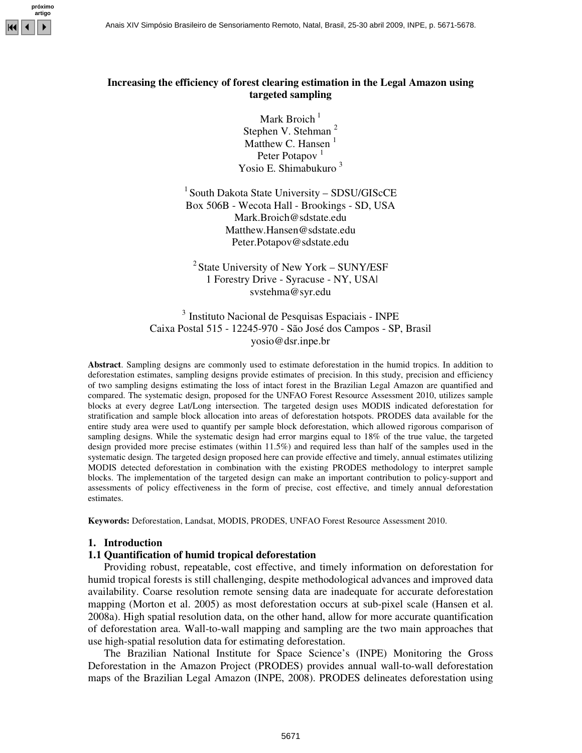# Increasing the efficiency of forest clearing estimation in the Legal Amazon using targeted sampling

Mark Broich [1]
Stephen V. Stehman [2]
Matthew C. Hansen [1]
Peter Potapov [1]
Yosio E. Shimabukuro [3]

[1] South Dakota State University – SDSU/GIScCE
Box 506B - Wecota Hall - Brookings - SD, USA
Mark.Broich@sdstate.edu
Matthew.Hansen@sdstate.edu
Peter.Potapov@sdstate.edu

[2] State University of New York – SUNY/ESF
1 Forestry Drive - Syracuse - NY, USA
svstehma@syr.edu

[3] Instituto Nacional de Pesquisas Espaciais - INPE
Caixa Postal 515 - 12245-970 - São José dos Campos - SP, Brasil
yosio@dsr.inpe.br

**Abstract**. Sampling designs are commonly used to estimate deforestation in the humid tropics. In addition to deforestation estimates, sampling designs provide estimates of precision. In this study, precision and efficiency of two sampling designs estimating the loss of intact forest in the Brazilian Legal Amazon are quantified and compared. The systematic design, proposed for the UNFAO Forest Resource Assessment 2010, utilizes sample blocks at every degree Lat/Long intersection. The targeted design uses MODIS indicated deforestation for stratification and sample block allocation into areas of deforestation hotspots. PRODES data available for the entire study area were used to quantify per sample block deforestation, which allowed rigorous comparison of sampling designs. While the systematic design had error margins equal to 18% of the true value, the targeted design provided more precise estimates (within 11.5%) and required less than half of the samples used in the systematic design. The targeted design proposed here can provide effective and timely, annual estimates utilizing MODIS detected deforestation in combination with the existing PRODES methodology to interpret sample blocks. The implementation of the targeted design can make an important contribution to policy-support and assessments of policy effectiveness in the form of precise, cost effective, and timely annual deforestation estimates.

**Keywords:** Deforestation, Landsat, MODIS, PRODES, UNFAO Forest Resource Assessment 2010.

## 1. Introduction

### 1.1 Quantification of humid tropical deforestation

Providing robust, repeatable, cost effective, and timely information on deforestation for humid tropical forests is still challenging, despite methodological advances and improved data availability. Coarse resolution remote sensing data are inadequate for accurate deforestation mapping (Morton et al. 2005) as most deforestation occurs at sub-pixel scale (Hansen et al. 2008a). High spatial resolution data, on the other hand, allow for more accurate quantification of deforestation area. Wall-to-wall mapping and sampling are the two main approaches that use high-spatial resolution data for estimating deforestation.

The Brazilian National Institute for Space Science's (INPE) Monitoring the Gross Deforestation in the Amazon Project (PRODES) provides annual wall-to-wall deforestation maps of the Brazilian Legal Amazon (INPE, 2008). PRODES delineates deforestation using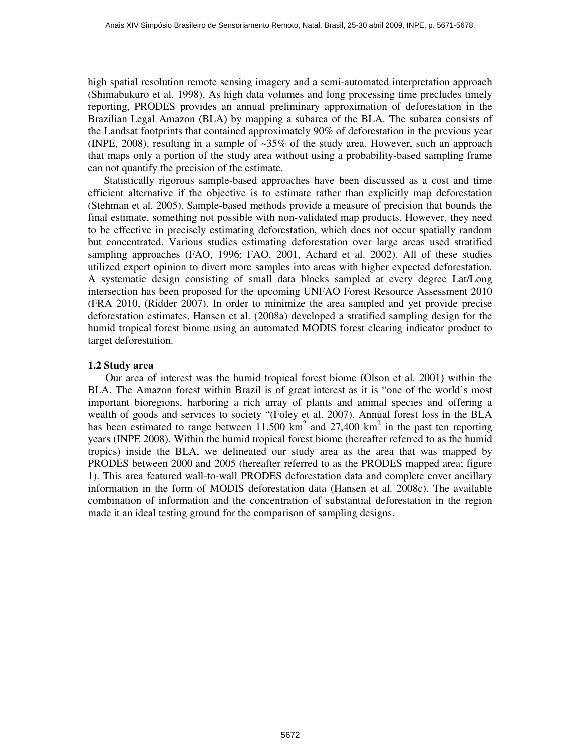high spatial resolution remote sensing imagery and a semi-automated interpretation approach (Shimabukuro et al. 1998). As high data volumes and long processing time precludes timely reporting, PRODES provides an annual preliminary approximation of deforestation in the Brazilian Legal Amazon (BLA) by mapping a subarea of the BLA. The subarea consists of the Landsat footprints that contained approximately 90% of deforestation in the previous year (INPE, 2008), resulting in a sample of ~35% of the study area. However, such an approach that maps only a portion of the study area without using a probability-based sampling frame can not quantify the precision of the estimate.

Statistically rigorous sample-based approaches have been discussed as a cost and time efficient alternative if the objective is to estimate rather than explicitly map deforestation (Stehman et al. 2005). Sample-based methods provide a measure of precision that bounds the final estimate, something not possible with non-validated map products. However, they need to be effective in precisely estimating deforestation, which does not occur spatially random but concentrated. Various studies estimating deforestation over large areas used stratified sampling approaches (FAO, 1996; FAO, 2001, Achard et al. 2002). All of these studies utilized expert opinion to divert more samples into areas with higher expected deforestation. A systematic design consisting of small data blocks sampled at every degree Lat/Long intersection has been proposed for the upcoming UNFAO Forest Resource Assessment 2010 (FRA 2010, (Ridder 2007). In order to minimize the area sampled and yet provide precise deforestation estimates, Hansen et al. (2008a) developed a stratified sampling design for the humid tropical forest biome using an automated MODIS forest clearing indicator product to target deforestation.

### 1.2 Study area

Our area of interest was the humid tropical forest biome (Olson et al. 2001) within the BLA. The Amazon forest within Brazil is of great interest as it is "one of the world's most important bioregions, harboring a rich array of plants and animal species and offering a wealth of goods and services to society "(Foley et al. 2007). Annual forest loss in the BLA has been estimated to range between 11.500 $km^2$ and 27,400 $km^2$ in the past ten reporting years (INPE 2008). Within the humid tropical forest biome (hereafter referred to as the humid tropics) inside the BLA, we delineated our study area as the area that was mapped by PRODES between 2000 and 2005 (hereafter referred to as the PRODES mapped area; figure 1). This area featured wall-to-wall PRODES deforestation data and complete cover ancillary information in the form of MODIS deforestation data (Hansen et al. 2008c). The available combination of information and the concentration of substantial deforestation in the region made it an ideal testing ground for the comparison of sampling designs.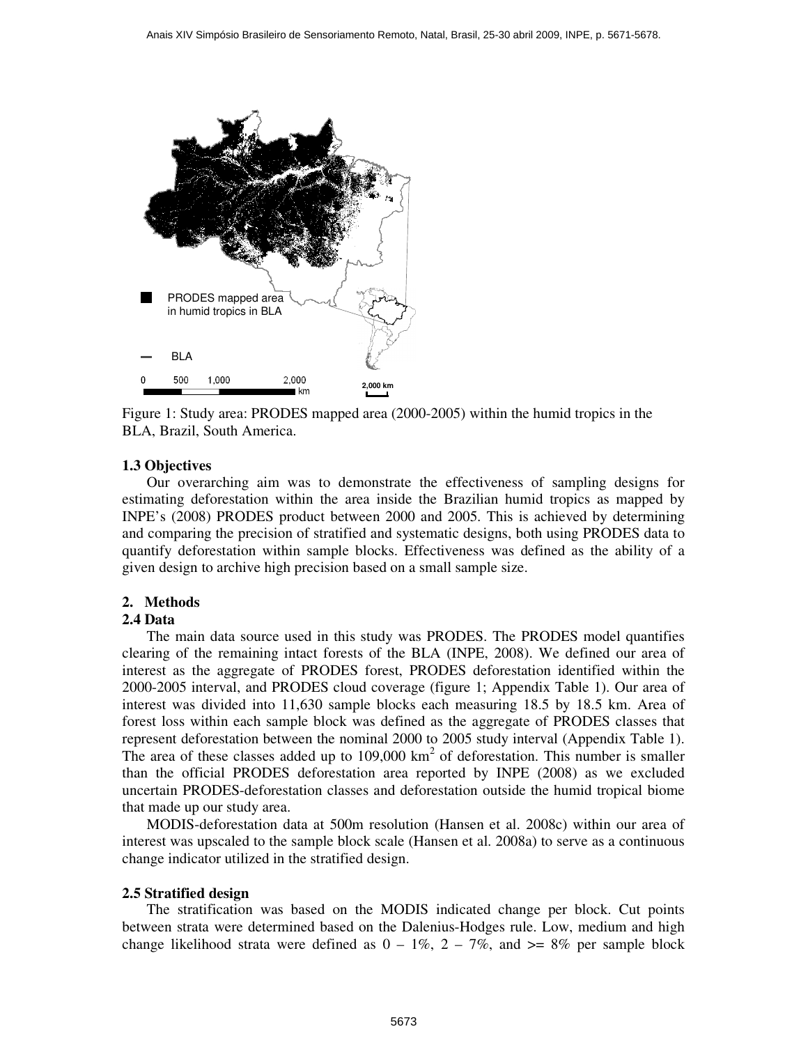Figure 1: Study area: PRODES mapped area (2000-2005) within the humid tropics in the BLA, Brazil, South America.

### 1.3 Objectives

Our overarching aim was to demonstrate the effectiveness of sampling designs for estimating deforestation within the area inside the Brazilian humid tropics as mapped by INPE's (2008) PRODES product between 2000 and 2005. This is achieved by determining and comparing the precision of stratified and systematic designs, both using PRODES data to quantify deforestation within sample blocks. Effectiveness was defined as the ability of a given design to archive high precision based on a small sample size.

## 2. Methods

### 2.4 Data

The main data source used in this study was PRODES. The PRODES model quantifies clearing of the remaining intact forests of the BLA (INPE, 2008). We defined our area of interest as the aggregate of PRODES forest, PRODES deforestation identified within the 2000-2005 interval, and PRODES cloud coverage (figure 1; Appendix Table 1). Our area of interest was divided into 11,630 sample blocks each measuring 18.5 by 18.5 km. Area of forest loss within each sample block was defined as the aggregate of PRODES classes that represent deforestation between the nominal 2000 to 2005 study interval (Appendix Table 1). The area of these classes added up to 109,000 km$^2$ of deforestation. This number is smaller than the official PRODES deforestation area reported by INPE (2008) as we excluded uncertain PRODES-deforestation classes and deforestation outside the humid tropical biome that made up our study area.

MODIS-deforestation data at 500m resolution (Hansen et al. 2008c) within our area of interest was upscaled to the sample block scale (Hansen et al. 2008a) to serve as a continuous change indicator utilized in the stratified design.

### 2.5 Stratified design

The stratification was based on the MODIS indicated change per block. Cut points between strata were determined based on the Dalenius-Hodges rule. Low, medium and high change likelihood strata were defined as 0 – 1%, 2 – 7%, and >= 8% per sample block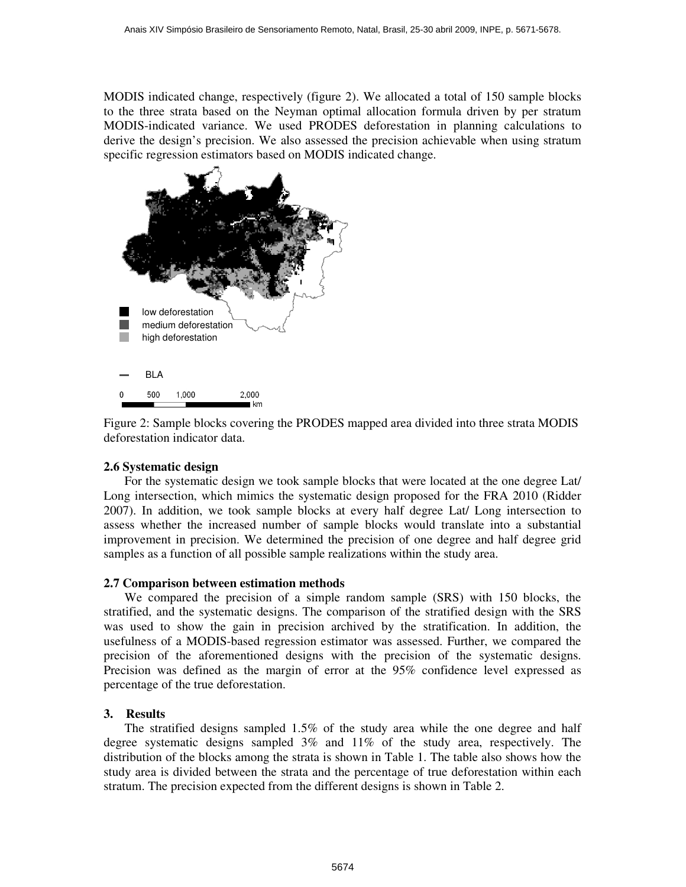MODIS indicated change, respectively (figure 2). We allocated a total of 150 sample blocks to the three strata based on the Neyman optimal allocation formula driven by per stratum MODIS-indicated variance. We used PRODES deforestation in planning calculations to derive the design's precision. We also assessed the precision achievable when using stratum specific regression estimators based on MODIS indicated change.

Figure 2: Sample blocks covering the PRODES mapped area divided into three strata MODIS deforestation indicator data.

### 2.6 Systematic design

For the systematic design we took sample blocks that were located at the one degree Lat/ Long intersection, which mimics the systematic design proposed for the FRA 2010 (Ridder 2007). In addition, we took sample blocks at every half degree Lat/ Long intersection to assess whether the increased number of sample blocks would translate into a substantial improvement in precision. We determined the precision of one degree and half degree grid samples as a function of all possible sample realizations within the study area.

### 2.7 Comparison between estimation methods

We compared the precision of a simple random sample (SRS) with 150 blocks, the stratified, and the systematic designs. The comparison of the stratified design with the SRS was used to show the gain in precision archived by the stratification. In addition, the usefulness of a MODIS-based regression estimator was assessed. Further, we compared the precision of the aforementioned designs with the precision of the systematic designs. Precision was defined as the margin of error at the 95% confidence level expressed as percentage of the true deforestation.

## 3. Results

The stratified designs sampled 1.5% of the study area while the one degree and half degree systematic designs sampled 3% and 11% of the study area, respectively. The distribution of the blocks among the strata is shown in Table 1. The table also shows how the study area is divided between the strata and the percentage of true deforestation within each stratum. The precision expected from the different designs is shown in Table 2.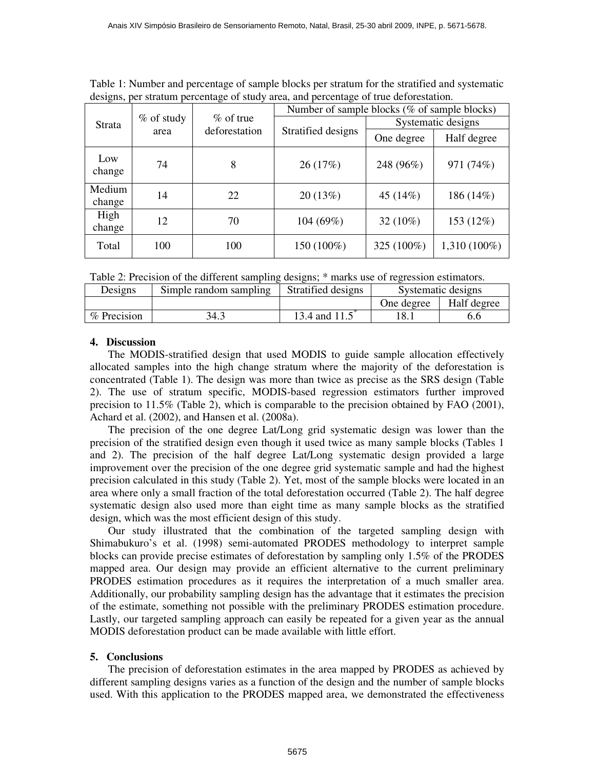Table 1: Number and percentage of sample blocks per stratum for the stratified and systematic designs, per stratum percentage of study area, and percentage of true deforestation.

| Strata | % of study area | % of true deforestation | Number of sample blocks (% of sample blocks) | | |
|---|---|---|---|---|---|
| | | | Stratified designs | Systematic designs | |
| | | | | One degree | Half degree |
| Low change | 74 | 8 | 26 (17%) | 248 (96%) | 971 (74%) |
| Medium change | 14 | 22 | 20 (13%) | 45 (14%) | 186 (14%) |
| High change | 12 | 70 | 104 (69%) | 32 (10%) | 153 (12%) |
| Total | 100 | 100 | 150 (100%) | 325 (100%) | 1,310 (100%) |

Table 2: Precision of the different sampling designs; * marks use of regression estimators.

| Designs | Simple random sampling | Stratified designs | Systematic designs | |
|---|---|---|---|---|
| | | | One degree | Half degree |
| % Precision | 34.3 | 13.4 and 11.5* | 18.1 | 6.6 |

## 4. Discussion

The MODIS-stratified design that used MODIS to guide sample allocation effectively allocated samples into the high change stratum where the majority of the deforestation is concentrated (Table 1). The design was more than twice as precise as the SRS design (Table 2). The use of stratum specific, MODIS-based regression estimators further improved precision to 11.5% (Table 2), which is comparable to the precision obtained by FAO (2001), Achard et al. (2002), and Hansen et al. (2008a).

The precision of the one degree Lat/Long grid systematic design was lower than the precision of the stratified design even though it used twice as many sample blocks (Tables 1 and 2). The precision of the half degree Lat/Long systematic design provided a large improvement over the precision of the one degree grid systematic sample and had the highest precision calculated in this study (Table 2). Yet, most of the sample blocks were located in an area where only a small fraction of the total deforestation occurred (Table 2). The half degree systematic design also used more than eight time as many sample blocks as the stratified design, which was the most efficient design of this study.

Our study illustrated that the combination of the targeted sampling design with Shimabukuro's et al. (1998) semi-automated PRODES methodology to interpret sample blocks can provide precise estimates of deforestation by sampling only 1.5% of the PRODES mapped area. Our design may provide an efficient alternative to the current preliminary PRODES estimation procedures as it requires the interpretation of a much smaller area. Additionally, our probability sampling design has the advantage that it estimates the precision of the estimate, something not possible with the preliminary PRODES estimation procedure. Lastly, our targeted sampling approach can easily be repeated for a given year as the annual MODIS deforestation product can be made available with little effort.

## 5. Conclusions

The precision of deforestation estimates in the area mapped by PRODES as achieved by different sampling designs varies as a function of the design and the number of sample blocks used. With this application to the PRODES mapped area, we demonstrated the effectiveness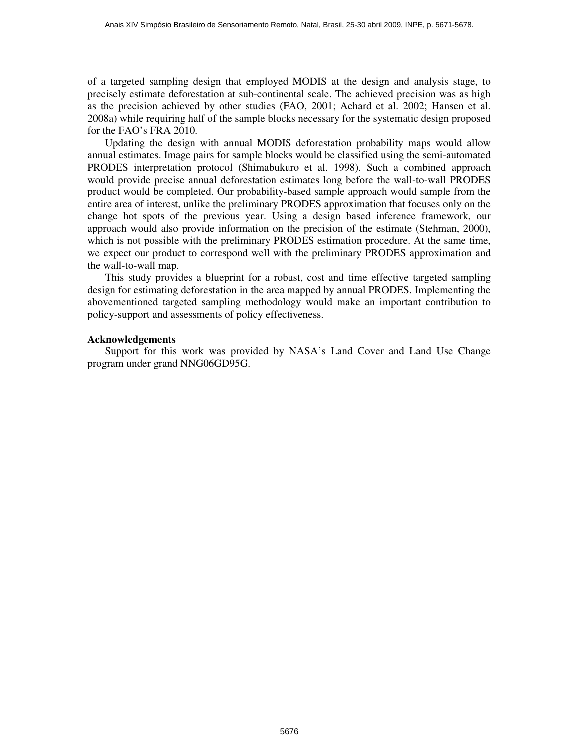of a targeted sampling design that employed MODIS at the design and analysis stage, to precisely estimate deforestation at sub-continental scale. The achieved precision was as high as the precision achieved by other studies (FAO, 2001; Achard et al. 2002; Hansen et al. 2008a) while requiring half of the sample blocks necessary for the systematic design proposed for the FAO's FRA 2010.

Updating the design with annual MODIS deforestation probability maps would allow annual estimates. Image pairs for sample blocks would be classified using the semi-automated PRODES interpretation protocol (Shimabukuro et al. 1998). Such a combined approach would provide precise annual deforestation estimates long before the wall-to-wall PRODES product would be completed. Our probability-based sample approach would sample from the entire area of interest, unlike the preliminary PRODES approximation that focuses only on the change hot spots of the previous year. Using a design based inference framework, our approach would also provide information on the precision of the estimate (Stehman, 2000), which is not possible with the preliminary PRODES estimation procedure. At the same time, we expect our product to correspond well with the preliminary PRODES approximation and the wall-to-wall map.

This study provides a blueprint for a robust, cost and time effective targeted sampling design for estimating deforestation in the area mapped by annual PRODES. Implementing the abovementioned targeted sampling methodology would make an important contribution to policy-support and assessments of policy effectiveness.

**Acknowledgements**

Support for this work was provided by NASA's Land Cover and Land Use Change program under grand NNG06GD95G.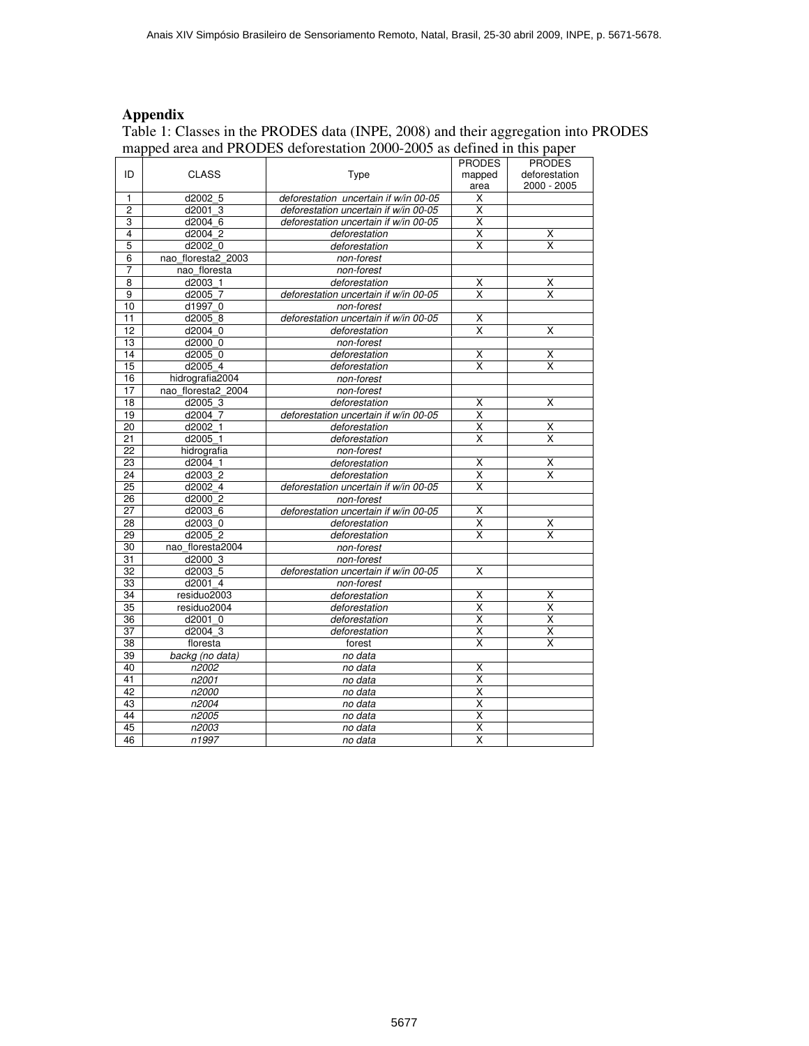## Appendix

Table 1: Classes in the PRODES data (INPE, 2008) and their aggregation into PRODES mapped area and PRODES deforestation 2000-2005 as defined in this paper

| ID | CLASS | Type | PRODES mapped area | PRODES deforestation 2000 - 2005 |
|---|---|---|---|---|
| 1 | d2002_5 | *deforestation uncertain if w/in 00-05* | X | |
| 2 | d2001_3 | *deforestation uncertain if w/in 00-05* | X | |
| 3 | d2004_6 | *deforestation uncertain if w/in 00-05* | X | |
| 4 | d2004_2 | *deforestation* | X | X |
| 5 | d2002_0 | *deforestation* | X | X |
| 6 | nao_floresta2_2003 | *non-forest* | | |
| 7 | nao_floresta | *non-forest* | | |
| 8 | d2003_1 | *deforestation* | X | X |
| 9 | d2005_7 | *deforestation uncertain if w/in 00-05* | X | X |
| 10 | d1997_0 | *non-forest* | | |
| 11 | d2005_8 | *deforestation uncertain if w/in 00-05* | X | |
| 12 | d2004_0 | *deforestation* | X | X |
| 13 | d2000_0 | *non-forest* | | |
| 14 | d2005_0 | *deforestation* | X | X |
| 15 | d2005_4 | *deforestation* | X | X |
| 16 | hidrografia2004 | *non-forest* | | |
| 17 | nao_floresta2_2004 | *non-forest* | | |
| 18 | d2005_3 | *deforestation* | X | X |
| 19 | d2004_7 | *deforestation uncertain if w/in 00-05* | X | |
| 20 | d2002_1 | *deforestation* | X | X |
| 21 | d2005_1 | *deforestation* | X | X |
| 22 | hidrografia | *non-forest* | | |
| 23 | d2004_1 | *deforestation* | X | X |
| 24 | d2003_2 | *deforestation* | X | X |
| 25 | d2002_4 | *deforestation uncertain if w/in 00-05* | X | |
| 26 | d2000_2 | *non-forest* | | |
| 27 | d2003_6 | *deforestation uncertain if w/in 00-05* | X | |
| 28 | d2003_0 | *deforestation* | X | X |
| 29 | d2005_2 | *deforestation* | X | X |
| 30 | nao_floresta2004 | *non-forest* | | |
| 31 | d2000_3 | *non-forest* | | |
| 32 | d2003_5 | *deforestation uncertain if w/in 00-05* | X | |
| 33 | d2001_4 | *non-forest* | | |
| 34 | residuo2003 | *deforestation* | X | X |
| 35 | residuo2004 | *deforestation* | X | X |
| 36 | d2001_0 | *deforestation* | X | X |
| 37 | d2004_3 | *deforestation* | X | X |
| 38 | floresta | forest | X | X |
| 39 | *backg (no data)* | *no data* | | |
| 40 | *n2002* | *no data* | X | |
| 41 | *n2001* | *no data* | X | |
| 42 | *n2000* | *no data* | X | |
| 43 | *n2004* | *no data* | X | |
| 44 | *n2005* | *no data* | X | |
| 45 | *n2003* | *no data* | X | |
| 46 | *n1997* | *no data* | X | |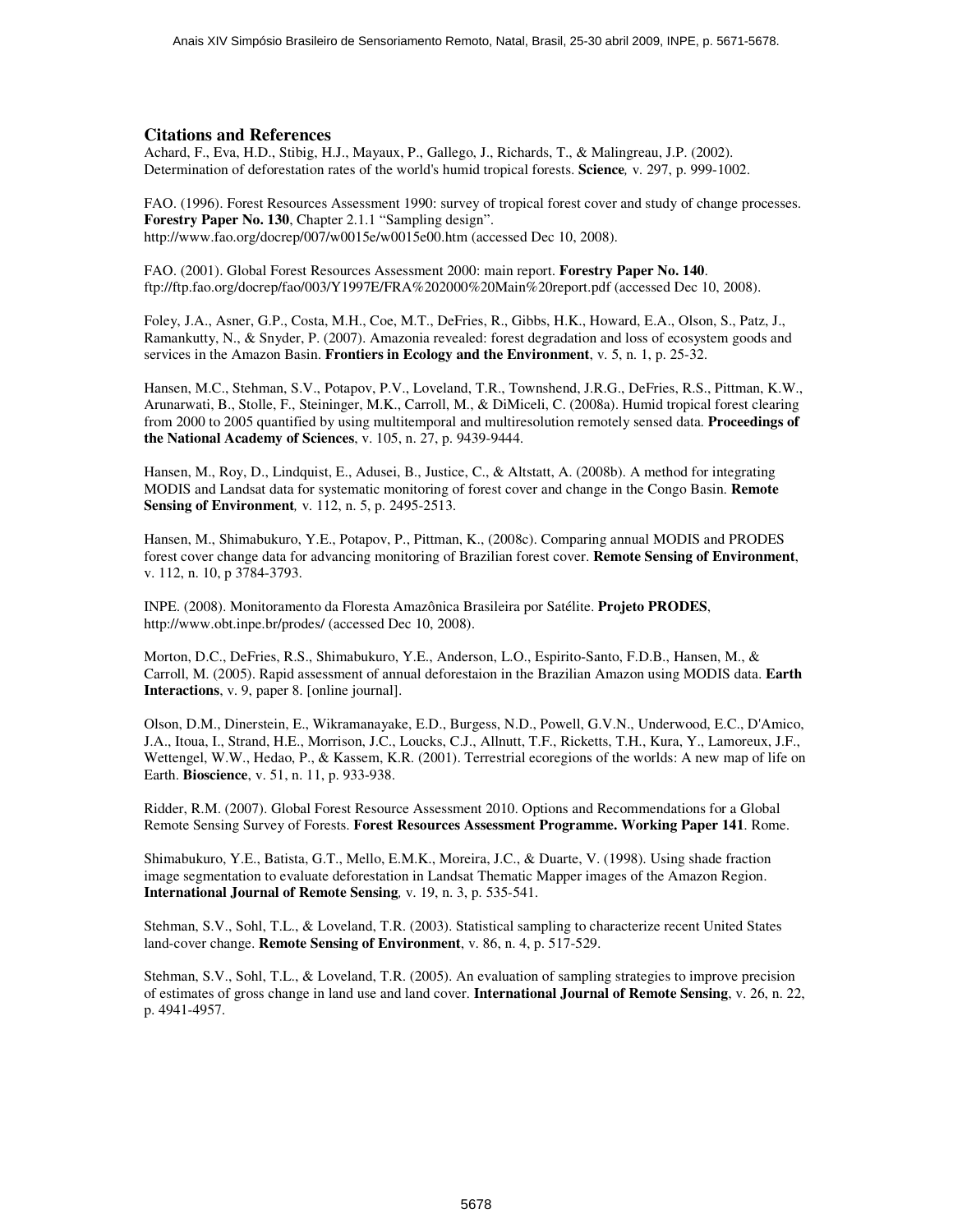## Citations and References

Achard, F., Eva, H.D., Stibig, H.J., Mayaux, P., Gallego, J., Richards, T., & Malingreau, J.P. (2002). Determination of deforestation rates of the world's humid tropical forests. **Science***,* v. 297, p. 999-1002.

FAO. (1996). Forest Resources Assessment 1990: survey of tropical forest cover and study of change processes. **Forestry Paper No. 130**, Chapter 2.1.1 "Sampling design". http://www.fao.org/docrep/007/w0015e/w0015e00.htm (accessed Dec 10, 2008).

FAO. (2001). Global Forest Resources Assessment 2000: main report. **Forestry Paper No. 140**. ftp://ftp.fao.org/docrep/fao/003/Y1997E/FRA%202000%20Main%20report.pdf (accessed Dec 10, 2008).

Foley, J.A., Asner, G.P., Costa, M.H., Coe, M.T., DeFries, R., Gibbs, H.K., Howard, E.A., Olson, S., Patz, J., Ramankutty, N., & Snyder, P. (2007). Amazonia revealed: forest degradation and loss of ecosystem goods and services in the Amazon Basin. **Frontiers in Ecology and the Environment**, v. 5, n. 1, p. 25-32.

Hansen, M.C., Stehman, S.V., Potapov, P.V., Loveland, T.R., Townshend, J.R.G., DeFries, R.S., Pittman, K.W., Arunarwati, B., Stolle, F., Steininger, M.K., Carroll, M., & DiMiceli, C. (2008a). Humid tropical forest clearing from 2000 to 2005 quantified by using multitemporal and multiresolution remotely sensed data. **Proceedings of the National Academy of Sciences**, v. 105, n. 27, p. 9439-9444.

Hansen, M., Roy, D., Lindquist, E., Adusei, B., Justice, C., & Altstatt, A. (2008b). A method for integrating MODIS and Landsat data for systematic monitoring of forest cover and change in the Congo Basin. **Remote Sensing of Environment***,* v. 112, n. 5, p. 2495-2513.

Hansen, M., Shimabukuro, Y.E., Potapov, P., Pittman, K., (2008c). Comparing annual MODIS and PRODES forest cover change data for advancing monitoring of Brazilian forest cover. **Remote Sensing of Environment**, v. 112, n. 10, p 3784-3793.

INPE. (2008). Monitoramento da Floresta Amazônica Brasileira por Satélite. **Projeto PRODES**, http://www.obt.inpe.br/prodes/ (accessed Dec 10, 2008).

Morton, D.C., DeFries, R.S., Shimabukuro, Y.E., Anderson, L.O., Espirito-Santo, F.D.B., Hansen, M., & Carroll, M. (2005). Rapid assessment of annual deforestaion in the Brazilian Amazon using MODIS data. **Earth Interactions**, v. 9, paper 8. [online journal].

Olson, D.M., Dinerstein, E., Wikramanayake, E.D., Burgess, N.D., Powell, G.V.N., Underwood, E.C., D'Amico, J.A., Itoua, I., Strand, H.E., Morrison, J.C., Loucks, C.J., Allnutt, T.F., Ricketts, T.H., Kura, Y., Lamoreux, J.F., Wettengel, W.W., Hedao, P., & Kassem, K.R. (2001). Terrestrial ecoregions of the worlds: A new map of life on Earth. **Bioscience**, v. 51, n. 11, p. 933-938.

Ridder, R.M. (2007). Global Forest Resource Assessment 2010. Options and Recommendations for a Global Remote Sensing Survey of Forests. **Forest Resources Assessment Programme. Working Paper 141**. Rome.

Shimabukuro, Y.E., Batista, G.T., Mello, E.M.K., Moreira, J.C., & Duarte, V. (1998). Using shade fraction image segmentation to evaluate deforestation in Landsat Thematic Mapper images of the Amazon Region. **International Journal of Remote Sensing***,* v. 19, n. 3, p. 535-541.

Stehman, S.V., Sohl, T.L., & Loveland, T.R. (2003). Statistical sampling to characterize recent United States land-cover change. **Remote Sensing of Environment**, v. 86, n. 4, p. 517-529.

Stehman, S.V., Sohl, T.L., & Loveland, T.R. (2005). An evaluation of sampling strategies to improve precision of estimates of gross change in land use and land cover. **International Journal of Remote Sensing**, v. 26, n. 22, p. 4941-4957.